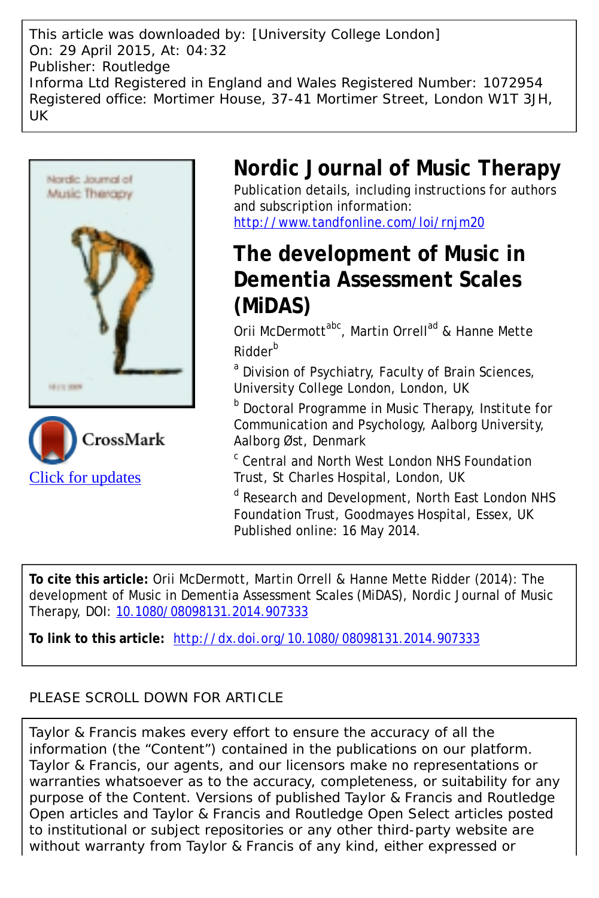This article was downloaded by: [University College London]
On: 29 April 2015, At: 04:32
Publisher: Routledge
Informa Ltd Registered in England and Wales Registered Number: 1072954
Registered office: Mortimer House, 37-41 Mortimer Street, London W1T 3JH, UK

# Nordic Journal of Music Therapy

Publication details, including instructions for authors and subscription information:
http://www.tandfonline.com/loi/rnjm20

## The development of Music in Dementia Assessment Scales (MiDAS)

Orii McDermott[abc], Martin Orrell[ad] & Hanne Mette Ridder[b]

[a] Division of Psychiatry, Faculty of Brain Sciences, University College London, London, UK

[b] Doctoral Programme in Music Therapy, Institute for Communication and Psychology, Aalborg University, Aalborg Øst, Denmark

[c] Central and North West London NHS Foundation Trust, St Charles Hospital, London, UK

[d] Research and Development, North East London NHS Foundation Trust, Goodmayes Hospital, Essex, UK

Published online: 16 May 2014.

Click for updates

**To cite this article:** Orii McDermott, Martin Orrell & Hanne Mette Ridder (2014): The development of Music in Dementia Assessment Scales (MiDAS), Nordic Journal of Music Therapy, DOI: 10.1080/08098131.2014.907333

**To link to this article:** http://dx.doi.org/10.1080/08098131.2014.907333

PLEASE SCROLL DOWN FOR ARTICLE

Taylor & Francis makes every effort to ensure the accuracy of all the information (the "Content") contained in the publications on our platform. Taylor & Francis, our agents, and our licensors make no representations or warranties whatsoever as to the accuracy, completeness, or suitability for any purpose of the Content. Versions of published Taylor & Francis and Routledge Open articles and Taylor & Francis and Routledge Open Select articles posted to institutional or subject repositories or any other third-party website are without warranty from Taylor & Francis of any kind, either expressed or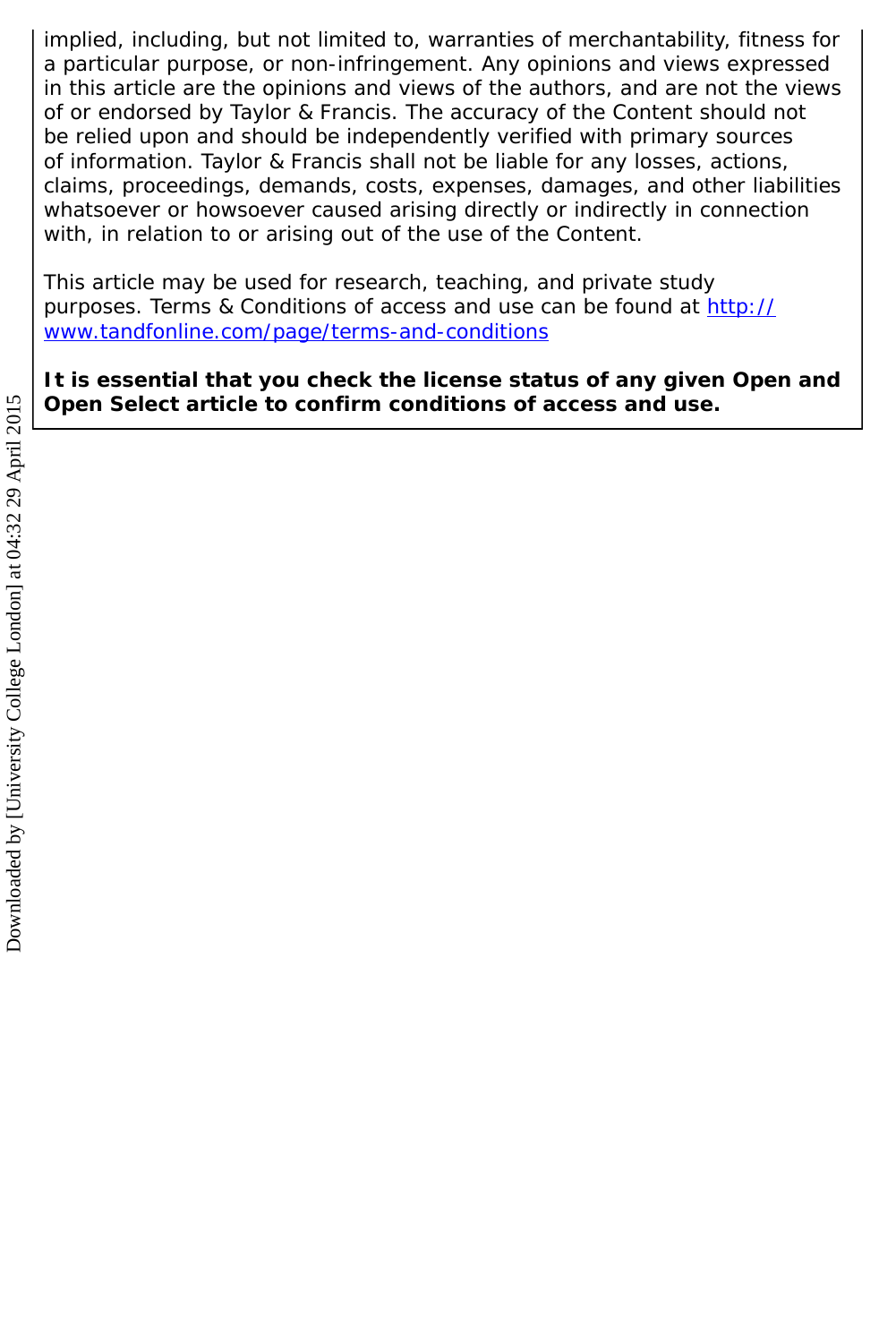implied, including, but not limited to, warranties of merchantability, fitness for a particular purpose, or non-infringement. Any opinions and views expressed in this article are the opinions and views of the authors, and are not the views of or endorsed by Taylor & Francis. The accuracy of the Content should not be relied upon and should be independently verified with primary sources of information. Taylor & Francis shall not be liable for any losses, actions, claims, proceedings, demands, costs, expenses, damages, and other liabilities whatsoever or howsoever caused arising directly or indirectly in connection with, in relation to or arising out of the use of the Content.

This article may be used for research, teaching, and private study purposes. Terms & Conditions of access and use can be found at [http://www.tandfonline.com/page/terms-and-conditions](http://www.tandfonline.com/page/terms-and-conditions)

**It is essential that you check the license status of any given Open and Open Select article to confirm conditions of access and use.**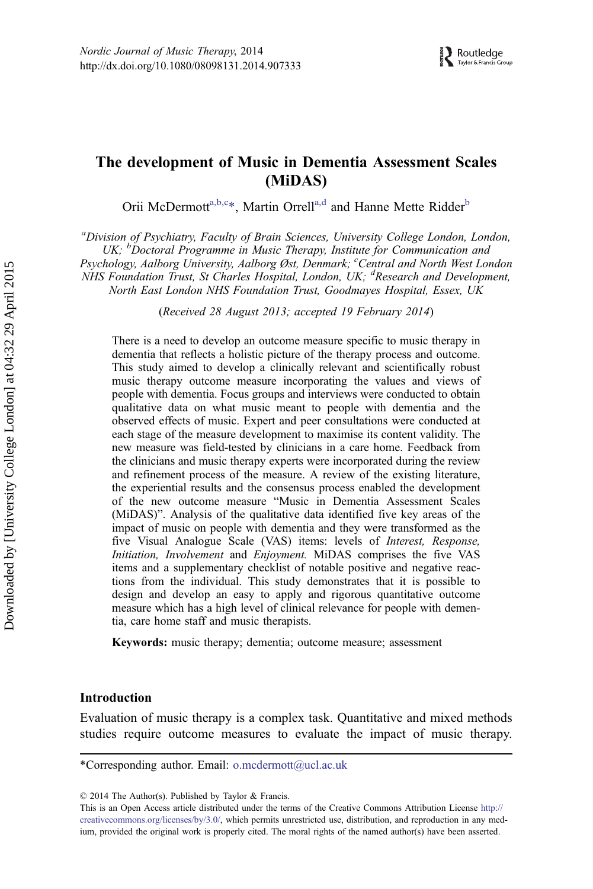# The development of Music in Dementia Assessment Scales (MiDAS)

Orii McDermott[a,b,c]*, Martin Orrell[a,d] and Hanne Mette Ridder[b]

[a]*Division of Psychiatry, Faculty of Brain Sciences, University College London, London, UK;* [b]*Doctoral Programme in Music Therapy, Institute for Communication and Psychology, Aalborg University, Aalborg Øst, Denmark;* [c]*Central and North West London NHS Foundation Trust, St Charles Hospital, London, UK;* [d]*Research and Development, North East London NHS Foundation Trust, Goodmayes Hospital, Essex, UK*

(*Received 28 August 2013; accepted 19 February 2014*)

There is a need to develop an outcome measure specific to music therapy in dementia that reflects a holistic picture of the therapy process and outcome. This study aimed to develop a clinically relevant and scientifically robust music therapy outcome measure incorporating the values and views of people with dementia. Focus groups and interviews were conducted to obtain qualitative data on what music meant to people with dementia and the observed effects of music. Expert and peer consultations were conducted at each stage of the measure development to maximise its content validity. The new measure was field-tested by clinicians in a care home. Feedback from the clinicians and music therapy experts were incorporated during the review and refinement process of the measure. A review of the existing literature, the experiential results and the consensus process enabled the development of the new outcome measure "Music in Dementia Assessment Scales (MiDAS)". Analysis of the qualitative data identified five key areas of the impact of music on people with dementia and they were transformed as the five Visual Analogue Scale (VAS) items: levels of *Interest, Response, Initiation, Involvement* and *Enjoyment.* MiDAS comprises the five VAS items and a supplementary checklist of notable positive and negative reactions from the individual. This study demonstrates that it is possible to design and develop an easy to apply and rigorous quantitative outcome measure which has a high level of clinical relevance for people with dementia, care home staff and music therapists.

**Keywords:** music therapy; dementia; outcome measure; assessment

## Introduction

Evaluation of music therapy is a complex task. Quantitative and mixed methods studies require outcome measures to evaluate the impact of music therapy.

*Corresponding author. Email: o.mcdermott@ucl.ac.uk

© 2014 The Author(s). Published by Taylor & Francis.
This is an Open Access article distributed under the terms of the Creative Commons Attribution License http://creativecommons.org/licenses/by/3.0/, which permits unrestricted use, distribution, and reproduction in any medium, provided the original work is properly cited. The moral rights of the named author(s) have been asserted.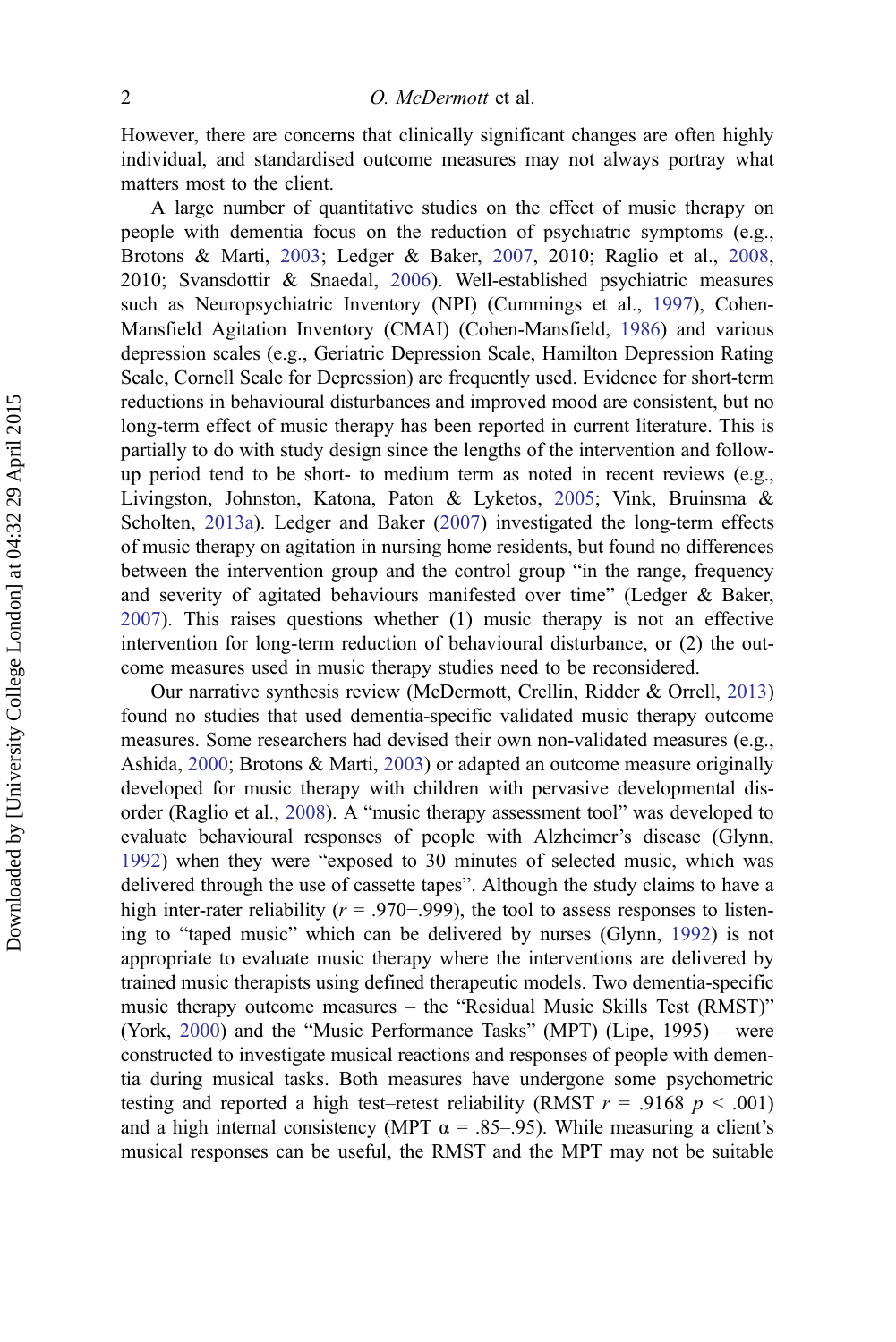However, there are concerns that clinically significant changes are often highly individual, and standardised outcome measures may not always portray what matters most to the client.

A large number of quantitative studies on the effect of music therapy on people with dementia focus on the reduction of psychiatric symptoms (e.g., Brotons & Marti, 2003; Ledger & Baker, 2007, 2010; Raglio et al., 2008, 2010; Svansdottir & Snaedal, 2006). Well-established psychiatric measures such as Neuropsychiatric Inventory (NPI) (Cummings et al., 1997), Cohen-Mansfield Agitation Inventory (CMAI) (Cohen-Mansfield, 1986) and various depression scales (e.g., Geriatric Depression Scale, Hamilton Depression Rating Scale, Cornell Scale for Depression) are frequently used. Evidence for short-term reductions in behavioural disturbances and improved mood are consistent, but no long-term effect of music therapy has been reported in current literature. This is partially to do with study design since the lengths of the intervention and follow-up period tend to be short- to medium term as noted in recent reviews (e.g., Livingston, Johnston, Katona, Paton & Lyketos, 2005; Vink, Bruinsma & Scholten, 2013a). Ledger and Baker (2007) investigated the long-term effects of music therapy on agitation in nursing home residents, but found no differences between the intervention group and the control group "in the range, frequency and severity of agitated behaviours manifested over time" (Ledger & Baker, 2007). This raises questions whether (1) music therapy is not an effective intervention for long-term reduction of behavioural disturbance, or (2) the outcome measures used in music therapy studies need to be reconsidered.

Our narrative synthesis review (McDermott, Crellin, Ridder & Orrell, 2013) found no studies that used dementia-specific validated music therapy outcome measures. Some researchers had devised their own non-validated measures (e.g., Ashida, 2000; Brotons & Marti, 2003) or adapted an outcome measure originally developed for music therapy with children with pervasive developmental disorder (Raglio et al., 2008). A "music therapy assessment tool" was developed to evaluate behavioural responses of people with Alzheimer's disease (Glynn, 1992) when they were "exposed to 30 minutes of selected music, which was delivered through the use of cassette tapes". Although the study claims to have a high inter-rater reliability ($r$ = .970−.999), the tool to assess responses to listening to "taped music" which can be delivered by nurses (Glynn, 1992) is not appropriate to evaluate music therapy where the interventions are delivered by trained music therapists using defined therapeutic models. Two dementia-specific music therapy outcome measures – the "Residual Music Skills Test (RMST)" (York, 2000) and the "Music Performance Tasks" (MPT) (Lipe, 1995) – were constructed to investigate musical reactions and responses of people with dementia during musical tasks. Both measures have undergone some psychometric testing and reported a high test–retest reliability (RMST $r$ = .9168 $p$ < .001) and a high internal consistency (MPT $\alpha$ = .85–.95). While measuring a client's musical responses can be useful, the RMST and the MPT may not be suitable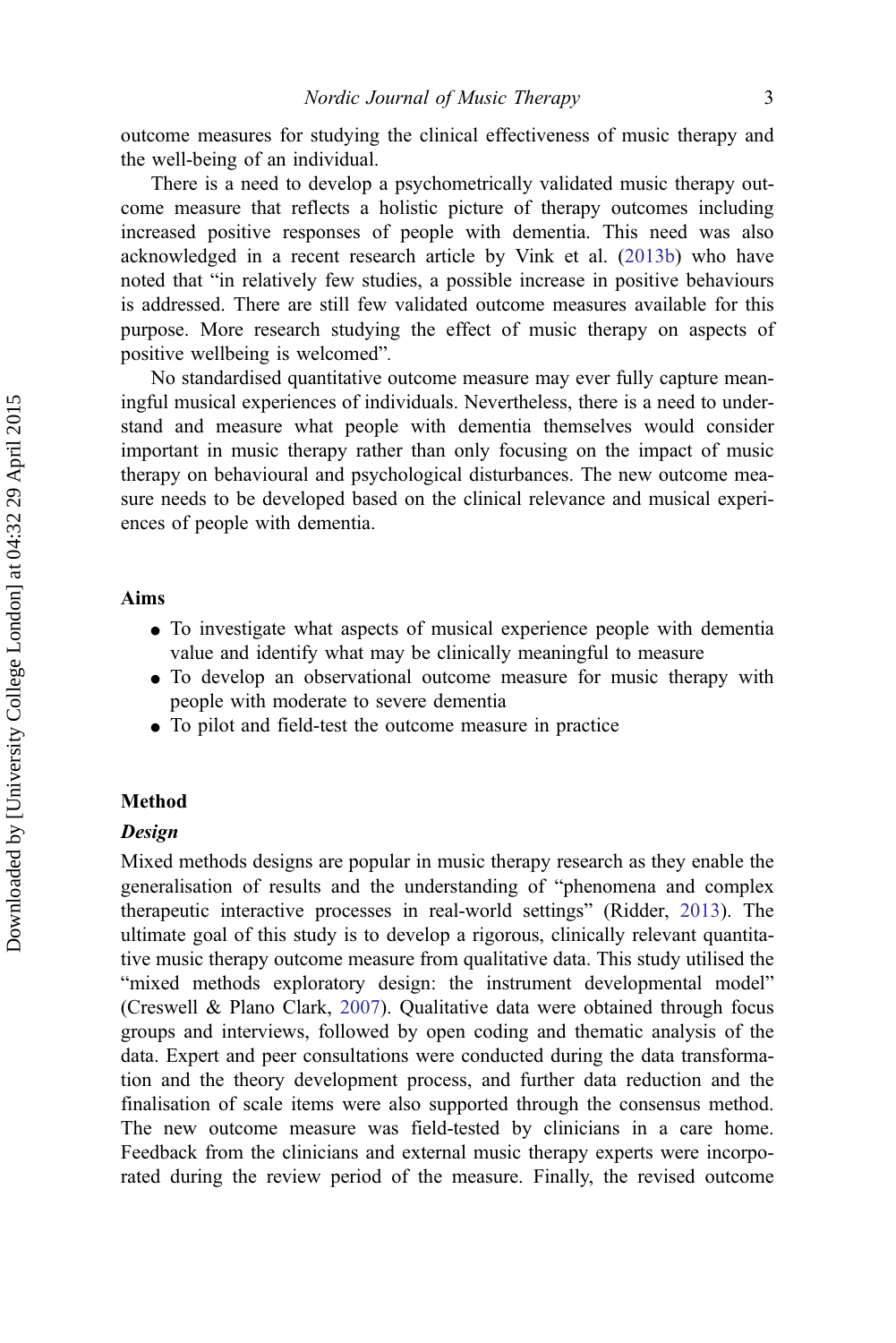outcome measures for studying the clinical effectiveness of music therapy and the well-being of an individual.

There is a need to develop a psychometrically validated music therapy outcome measure that reflects a holistic picture of therapy outcomes including increased positive responses of people with dementia. This need was also acknowledged in a recent research article by Vink et al. (2013b) who have noted that "in relatively few studies, a possible increase in positive behaviours is addressed. There are still few validated outcome measures available for this purpose. More research studying the effect of music therapy on aspects of positive wellbeing is welcomed".

No standardised quantitative outcome measure may ever fully capture meaningful musical experiences of individuals. Nevertheless, there is a need to understand and measure what people with dementia themselves would consider important in music therapy rather than only focusing on the impact of music therapy on behavioural and psychological disturbances. The new outcome measure needs to be developed based on the clinical relevance and musical experiences of people with dementia.

## Aims

- To investigate what aspects of musical experience people with dementia value and identify what may be clinically meaningful to measure
- To develop an observational outcome measure for music therapy with people with moderate to severe dementia
- To pilot and field-test the outcome measure in practice

## Method

### *Design*

Mixed methods designs are popular in music therapy research as they enable the generalisation of results and the understanding of "phenomena and complex therapeutic interactive processes in real-world settings" (Ridder, 2013). The ultimate goal of this study is to develop a rigorous, clinically relevant quantitative music therapy outcome measure from qualitative data. This study utilised the "mixed methods exploratory design: the instrument developmental model" (Creswell & Plano Clark, 2007). Qualitative data were obtained through focus groups and interviews, followed by open coding and thematic analysis of the data. Expert and peer consultations were conducted during the data transformation and the theory development process, and further data reduction and the finalisation of scale items were also supported through the consensus method. The new outcome measure was field-tested by clinicians in a care home. Feedback from the clinicians and external music therapy experts were incorporated during the review period of the measure. Finally, the revised outcome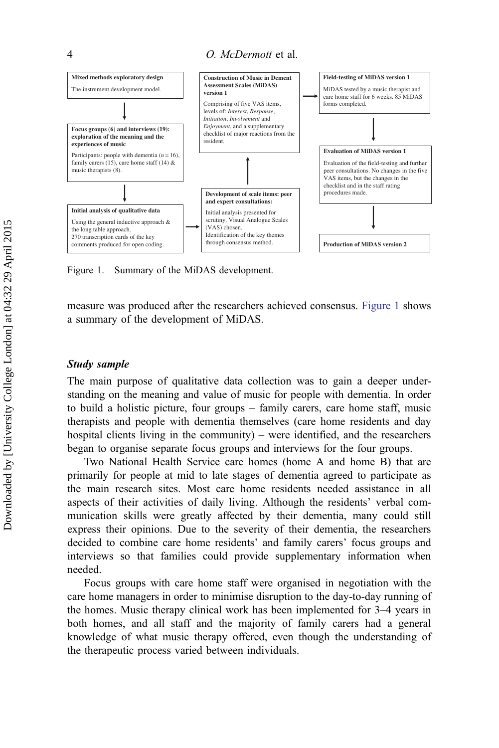**Mixed methods exploratory design**

The instrument development model.

**Focus groups (6) and interviews (19): exploration of the meaning and the experiences of music**

Participants: people with dementia ($n = 16$), family carers (15), care home staff (14) & music therapists (8).

**Initial analysis of qualitative data**

Using the general inductive approach & the long table approach.
270 transcription cards of the key comments produced for open coding.

**Development of scale items: peer and expert consultations:**

Initial analysis presented for scrutiny. Visual Analogue Scales (VAS) chosen.
Identification of the key themes through consensus method.

**Construction of Music in Dement Assessment Scales (MiDAS) version 1**

Comprising of five VAS items, levels of: *Interest*, *Response*, *Initiation*, *Involvement* and *Enjoyment*, and a supplementary checklist of major reactions from the resident.

**Field-testing of MiDAS version 1**

MiDAS tested by a music therapist and care home staff for 6 weeks. 85 MiDAS forms completed.

**Evaluation of MiDAS version 1**

Evaluation of the field-testing and further peer consultations. No changes in the five VAS items, but the changes in the checklist and in the staff rating procedures made.

**Production of MiDAS version 2**

Figure 1. Summary of the MiDAS development.

measure was produced after the researchers achieved consensus. Figure 1 shows a summary of the development of MiDAS.

### *Study sample*

The main purpose of qualitative data collection was to gain a deeper understanding on the meaning and value of music for people with dementia. In order to build a holistic picture, four groups – family carers, care home staff, music therapists and people with dementia themselves (care home residents and day hospital clients living in the community) – were identified, and the researchers began to organise separate focus groups and interviews for the four groups.

Two National Health Service care homes (home A and home B) that are primarily for people at mid to late stages of dementia agreed to participate as the main research sites. Most care home residents needed assistance in all aspects of their activities of daily living. Although the residents' verbal communication skills were greatly affected by their dementia, many could still express their opinions. Due to the severity of their dementia, the researchers decided to combine care home residents' and family carers' focus groups and interviews so that families could provide supplementary information when needed.

Focus groups with care home staff were organised in negotiation with the care home managers in order to minimise disruption to the day-to-day running of the homes. Music therapy clinical work has been implemented for 3–4 years in both homes, and all staff and the majority of family carers had a general knowledge of what music therapy offered, even though the understanding of the therapeutic process varied between individuals.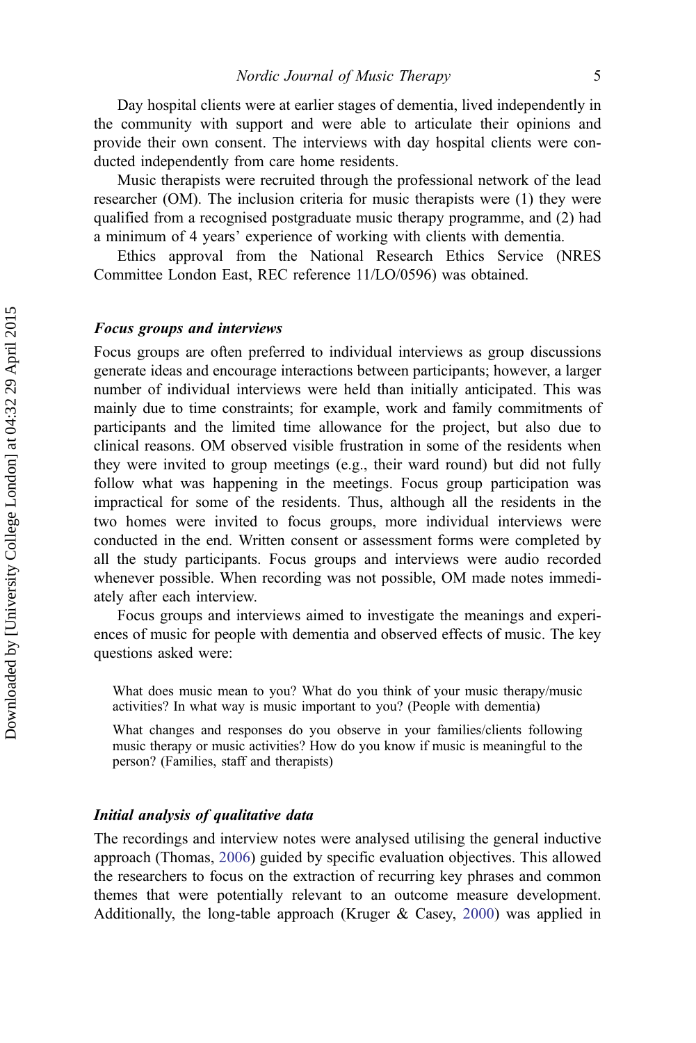Day hospital clients were at earlier stages of dementia, lived independently in the community with support and were able to articulate their opinions and provide their own consent. The interviews with day hospital clients were conducted independently from care home residents.

Music therapists were recruited through the professional network of the lead researcher (OM). The inclusion criteria for music therapists were (1) they were qualified from a recognised postgraduate music therapy programme, and (2) had a minimum of 4 years' experience of working with clients with dementia.

Ethics approval from the National Research Ethics Service (NRES Committee London East, REC reference 11/LO/0596) was obtained.

### *Focus groups and interviews*

Focus groups are often preferred to individual interviews as group discussions generate ideas and encourage interactions between participants; however, a larger number of individual interviews were held than initially anticipated. This was mainly due to time constraints; for example, work and family commitments of participants and the limited time allowance for the project, but also due to clinical reasons. OM observed visible frustration in some of the residents when they were invited to group meetings (e.g., their ward round) but did not fully follow what was happening in the meetings. Focus group participation was impractical for some of the residents. Thus, although all the residents in the two homes were invited to focus groups, more individual interviews were conducted in the end. Written consent or assessment forms were completed by all the study participants. Focus groups and interviews were audio recorded whenever possible. When recording was not possible, OM made notes immediately after each interview.

Focus groups and interviews aimed to investigate the meanings and experiences of music for people with dementia and observed effects of music. The key questions asked were:

> What does music mean to you? What do you think of your music therapy/music activities? In what way is music important to you? (People with dementia)
>
> What changes and responses do you observe in your families/clients following music therapy or music activities? How do you know if music is meaningful to the person? (Families, staff and therapists)

### *Initial analysis of qualitative data*

The recordings and interview notes were analysed utilising the general inductive approach (Thomas, 2006) guided by specific evaluation objectives. This allowed the researchers to focus on the extraction of recurring key phrases and common themes that were potentially relevant to an outcome measure development. Additionally, the long-table approach (Kruger & Casey, 2000) was applied in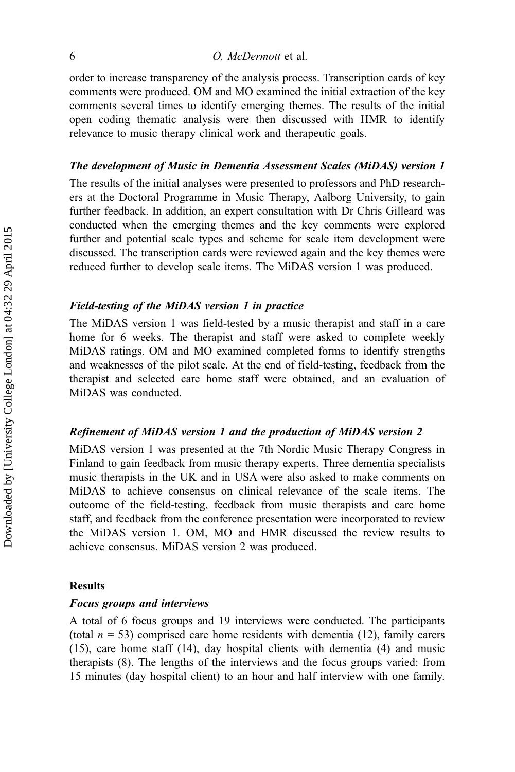order to increase transparency of the analysis process. Transcription cards of key comments were produced. OM and MO examined the initial extraction of the key comments several times to identify emerging themes. The results of the initial open coding thematic analysis were then discussed with HMR to identify relevance to music therapy clinical work and therapeutic goals.

### *The development of Music in Dementia Assessment Scales (MiDAS) version 1*

The results of the initial analyses were presented to professors and PhD researchers at the Doctoral Programme in Music Therapy, Aalborg University, to gain further feedback. In addition, an expert consultation with Dr Chris Gilleard was conducted when the emerging themes and the key comments were explored further and potential scale types and scheme for scale item development were discussed. The transcription cards were reviewed again and the key themes were reduced further to develop scale items. The MiDAS version 1 was produced.

### *Field-testing of the MiDAS version 1 in practice*

The MiDAS version 1 was field-tested by a music therapist and staff in a care home for 6 weeks. The therapist and staff were asked to complete weekly MiDAS ratings. OM and MO examined completed forms to identify strengths and weaknesses of the pilot scale. At the end of field-testing, feedback from the therapist and selected care home staff were obtained, and an evaluation of MiDAS was conducted.

### *Refinement of MiDAS version 1 and the production of MiDAS version 2*

MiDAS version 1 was presented at the 7th Nordic Music Therapy Congress in Finland to gain feedback from music therapy experts. Three dementia specialists music therapists in the UK and in USA were also asked to make comments on MiDAS to achieve consensus on clinical relevance of the scale items. The outcome of the field-testing, feedback from music therapists and care home staff, and feedback from the conference presentation were incorporated to review the MiDAS version 1. OM, MO and HMR discussed the review results to achieve consensus. MiDAS version 2 was produced.

## Results

### *Focus groups and interviews*

A total of 6 focus groups and 19 interviews were conducted. The participants (total $n$ = 53) comprised care home residents with dementia (12), family carers (15), care home staff (14), day hospital clients with dementia (4) and music therapists (8). The lengths of the interviews and the focus groups varied: from 15 minutes (day hospital client) to an hour and half interview with one family.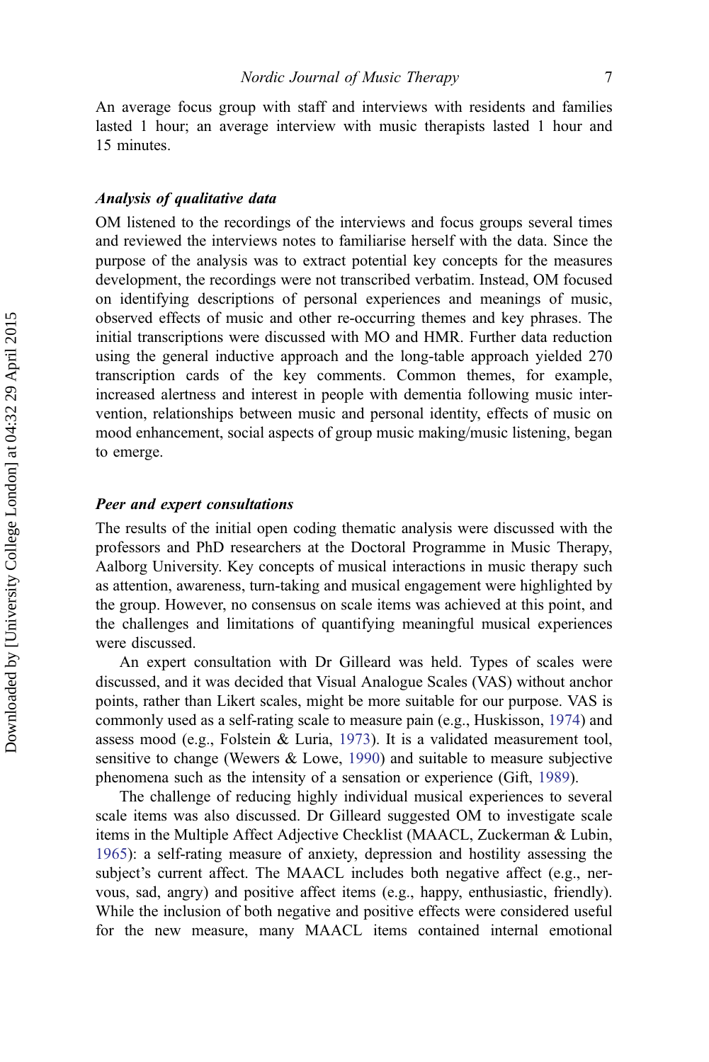An average focus group with staff and interviews with residents and families lasted 1 hour; an average interview with music therapists lasted 1 hour and 15 minutes.

### *Analysis of qualitative data*

OM listened to the recordings of the interviews and focus groups several times and reviewed the interviews notes to familiarise herself with the data. Since the purpose of the analysis was to extract potential key concepts for the measures development, the recordings were not transcribed verbatim. Instead, OM focused on identifying descriptions of personal experiences and meanings of music, observed effects of music and other re-occurring themes and key phrases. The initial transcriptions were discussed with MO and HMR. Further data reduction using the general inductive approach and the long-table approach yielded 270 transcription cards of the key comments. Common themes, for example, increased alertness and interest in people with dementia following music intervention, relationships between music and personal identity, effects of music on mood enhancement, social aspects of group music making/music listening, began to emerge.

### *Peer and expert consultations*

The results of the initial open coding thematic analysis were discussed with the professors and PhD researchers at the Doctoral Programme in Music Therapy, Aalborg University. Key concepts of musical interactions in music therapy such as attention, awareness, turn-taking and musical engagement were highlighted by the group. However, no consensus on scale items was achieved at this point, and the challenges and limitations of quantifying meaningful musical experiences were discussed.

An expert consultation with Dr Gilleard was held. Types of scales were discussed, and it was decided that Visual Analogue Scales (VAS) without anchor points, rather than Likert scales, might be more suitable for our purpose. VAS is commonly used as a self-rating scale to measure pain (e.g., Huskisson, 1974) and assess mood (e.g., Folstein & Luria, 1973). It is a validated measurement tool, sensitive to change (Wewers & Lowe, 1990) and suitable to measure subjective phenomena such as the intensity of a sensation or experience (Gift, 1989).

The challenge of reducing highly individual musical experiences to several scale items was also discussed. Dr Gilleard suggested OM to investigate scale items in the Multiple Affect Adjective Checklist (MAACL, Zuckerman & Lubin, 1965): a self-rating measure of anxiety, depression and hostility assessing the subject's current affect. The MAACL includes both negative affect (e.g., nervous, sad, angry) and positive affect items (e.g., happy, enthusiastic, friendly). While the inclusion of both negative and positive effects were considered useful for the new measure, many MAACL items contained internal emotional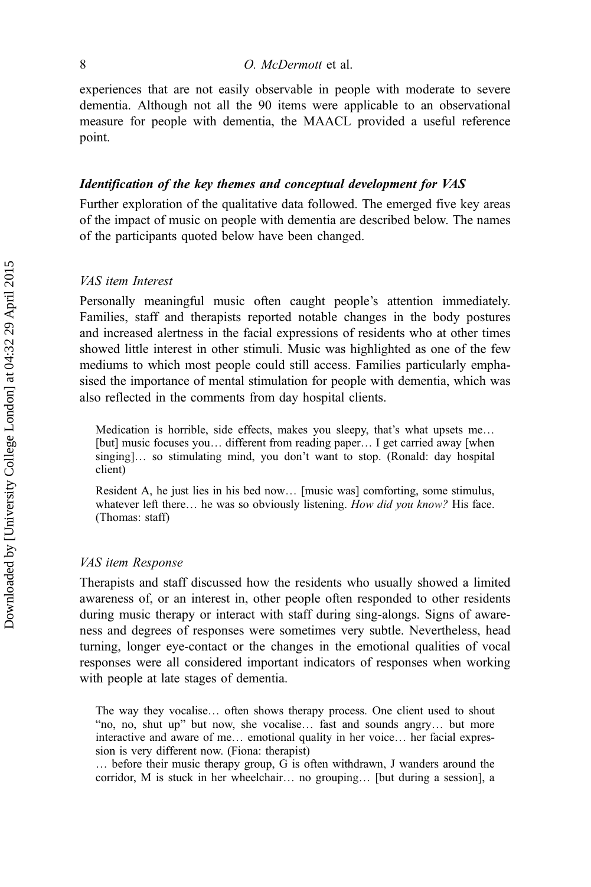experiences that are not easily observable in people with moderate to severe dementia. Although not all the 90 items were applicable to an observational measure for people with dementia, the MAACL provided a useful reference point.

### *Identification of the key themes and conceptual development for VAS*

Further exploration of the qualitative data followed. The emerged five key areas of the impact of music on people with dementia are described below. The names of the participants quoted below have been changed.

#### *VAS item Interest*

Personally meaningful music often caught people's attention immediately. Families, staff and therapists reported notable changes in the body postures and increased alertness in the facial expressions of residents who at other times showed little interest in other stimuli. Music was highlighted as one of the few mediums to which most people could still access. Families particularly emphasised the importance of mental stimulation for people with dementia, which was also reflected in the comments from day hospital clients.

> Medication is horrible, side effects, makes you sleepy, that's what upsets me… [but] music focuses you… different from reading paper… I get carried away [when singing]… so stimulating mind, you don't want to stop. (Ronald: day hospital client)

> Resident A, he just lies in his bed now… [music was] comforting, some stimulus, whatever left there… he was so obviously listening. *How did you know?* His face. (Thomas: staff)

#### *VAS item Response*

Therapists and staff discussed how the residents who usually showed a limited awareness of, or an interest in, other people often responded to other residents during music therapy or interact with staff during sing-alongs. Signs of awareness and degrees of responses were sometimes very subtle. Nevertheless, head turning, longer eye-contact or the changes in the emotional qualities of vocal responses were all considered important indicators of responses when working with people at late stages of dementia.

> The way they vocalise… often shows therapy process. One client used to shout "no, no, shut up" but now, she vocalise… fast and sounds angry… but more interactive and aware of me… emotional quality in her voice… her facial expression is very different now. (Fiona: therapist)
>
> … before their music therapy group, G is often withdrawn, J wanders around the corridor, M is stuck in her wheelchair… no grouping… [but during a session], a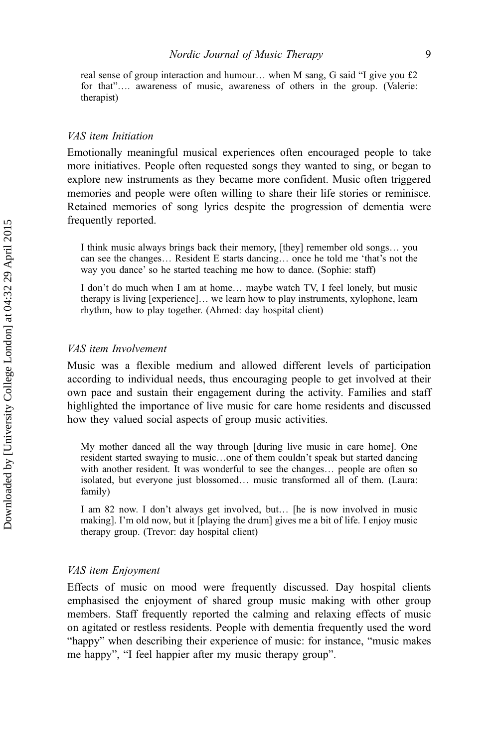> real sense of group interaction and humour… when M sang, G said "I give you £2 for that"…. awareness of music, awareness of others in the group. (Valerie: therapist)

### *VAS item Initiation*

Emotionally meaningful musical experiences often encouraged people to take more initiatives. People often requested songs they wanted to sing, or began to explore new instruments as they became more confident. Music often triggered memories and people were often willing to share their life stories or reminisce. Retained memories of song lyrics despite the progression of dementia were frequently reported.

> I think music always brings back their memory, [they] remember old songs… you can see the changes… Resident E starts dancing… once he told me 'that's not the way you dance' so he started teaching me how to dance. (Sophie: staff)

> I don't do much when I am at home… maybe watch TV, I feel lonely, but music therapy is living [experience]… we learn how to play instruments, xylophone, learn rhythm, how to play together. (Ahmed: day hospital client)

### *VAS item Involvement*

Music was a flexible medium and allowed different levels of participation according to individual needs, thus encouraging people to get involved at their own pace and sustain their engagement during the activity. Families and staff highlighted the importance of live music for care home residents and discussed how they valued social aspects of group music activities.

> My mother danced all the way through [during live music in care home]. One resident started swaying to music…one of them couldn't speak but started dancing with another resident. It was wonderful to see the changes… people are often so isolated, but everyone just blossomed… music transformed all of them. (Laura: family)

> I am 82 now. I don't always get involved, but… [he is now involved in music making]. I'm old now, but it [playing the drum] gives me a bit of life. I enjoy music therapy group. (Trevor: day hospital client)

### *VAS item Enjoyment*

Effects of music on mood were frequently discussed. Day hospital clients emphasised the enjoyment of shared group music making with other group members. Staff frequently reported the calming and relaxing effects of music on agitated or restless residents. People with dementia frequently used the word "happy" when describing their experience of music: for instance, "music makes me happy", "I feel happier after my music therapy group".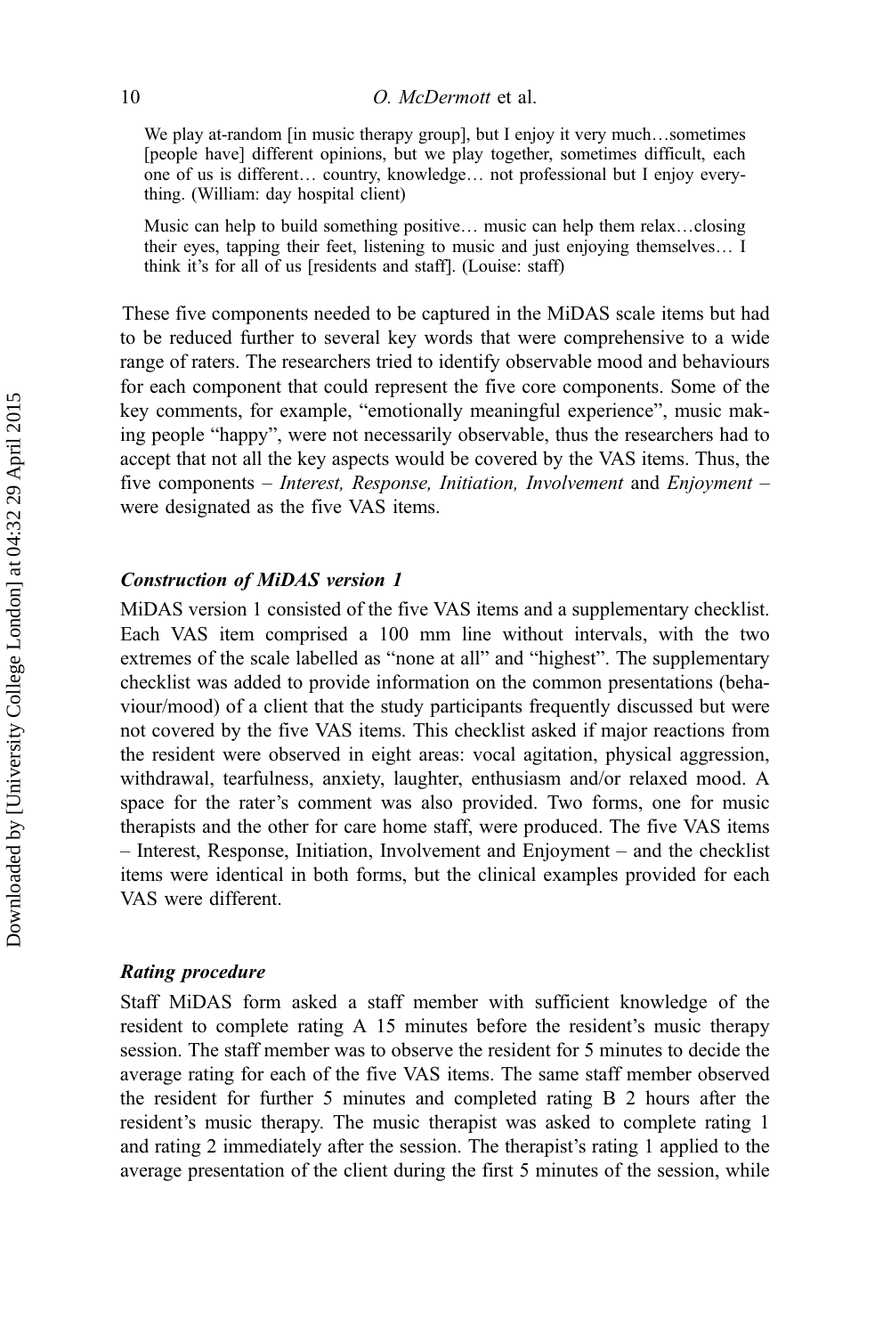> We play at-random [in music therapy group], but I enjoy it very much…sometimes [people have] different opinions, but we play together, sometimes difficult, each one of us is different… country, knowledge… not professional but I enjoy everything. (William: day hospital client)

> Music can help to build something positive… music can help them relax…closing their eyes, tapping their feet, listening to music and just enjoying themselves… I think it's for all of us [residents and staff]. (Louise: staff)

These five components needed to be captured in the MiDAS scale items but had to be reduced further to several key words that were comprehensive to a wide range of raters. The researchers tried to identify observable mood and behaviours for each component that could represent the five core components. Some of the key comments, for example, "emotionally meaningful experience", music making people "happy", were not necessarily observable, thus the researchers had to accept that not all the key aspects would be covered by the VAS items. Thus, the five components – *Interest, Response, Initiation, Involvement* and *Enjoyment* – were designated as the five VAS items.

### *Construction of MiDAS version 1*

MiDAS version 1 consisted of the five VAS items and a supplementary checklist. Each VAS item comprised a 100 mm line without intervals, with the two extremes of the scale labelled as "none at all" and "highest". The supplementary checklist was added to provide information on the common presentations (behaviour/mood) of a client that the study participants frequently discussed but were not covered by the five VAS items. This checklist asked if major reactions from the resident were observed in eight areas: vocal agitation, physical aggression, withdrawal, tearfulness, anxiety, laughter, enthusiasm and/or relaxed mood. A space for the rater's comment was also provided. Two forms, one for music therapists and the other for care home staff, were produced. The five VAS items – Interest, Response, Initiation, Involvement and Enjoyment – and the checklist items were identical in both forms, but the clinical examples provided for each VAS were different.

### *Rating procedure*

Staff MiDAS form asked a staff member with sufficient knowledge of the resident to complete rating A 15 minutes before the resident's music therapy session. The staff member was to observe the resident for 5 minutes to decide the average rating for each of the five VAS items. The same staff member observed the resident for further 5 minutes and completed rating B 2 hours after the resident's music therapy. The music therapist was asked to complete rating 1 and rating 2 immediately after the session. The therapist's rating 1 applied to the average presentation of the client during the first 5 minutes of the session, while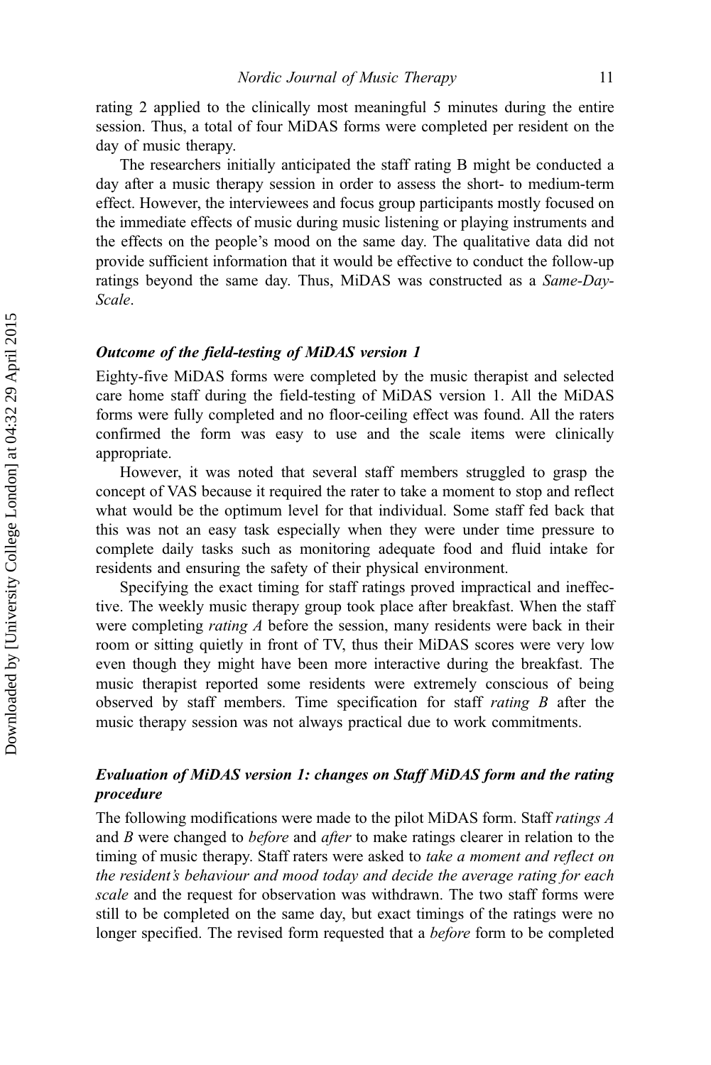rating 2 applied to the clinically most meaningful 5 minutes during the entire session. Thus, a total of four MiDAS forms were completed per resident on the day of music therapy.

The researchers initially anticipated the staff rating B might be conducted a day after a music therapy session in order to assess the short- to medium-term effect. However, the interviewees and focus group participants mostly focused on the immediate effects of music during music listening or playing instruments and the effects on the people's mood on the same day. The qualitative data did not provide sufficient information that it would be effective to conduct the follow-up ratings beyond the same day. Thus, MiDAS was constructed as a *Same-Day-Scale*.

### *Outcome of the field-testing of MiDAS version 1*

Eighty-five MiDAS forms were completed by the music therapist and selected care home staff during the field-testing of MiDAS version 1. All the MiDAS forms were fully completed and no floor-ceiling effect was found. All the raters confirmed the form was easy to use and the scale items were clinically appropriate.

However, it was noted that several staff members struggled to grasp the concept of VAS because it required the rater to take a moment to stop and reflect what would be the optimum level for that individual. Some staff fed back that this was not an easy task especially when they were under time pressure to complete daily tasks such as monitoring adequate food and fluid intake for residents and ensuring the safety of their physical environment.

Specifying the exact timing for staff ratings proved impractical and ineffective. The weekly music therapy group took place after breakfast. When the staff were completing *rating A* before the session, many residents were back in their room or sitting quietly in front of TV, thus their MiDAS scores were very low even though they might have been more interactive during the breakfast. The music therapist reported some residents were extremely conscious of being observed by staff members. Time specification for staff *rating B* after the music therapy session was not always practical due to work commitments.

### *Evaluation of MiDAS version 1: changes on Staff MiDAS form and the rating procedure*

The following modifications were made to the pilot MiDAS form. Staff *ratings A* and *B* were changed to *before* and *after* to make ratings clearer in relation to the timing of music therapy. Staff raters were asked to *take a moment and reflect on the resident's behaviour and mood today and decide the average rating for each scale* and the request for observation was withdrawn. The two staff forms were still to be completed on the same day, but exact timings of the ratings were no longer specified. The revised form requested that a *before* form to be completed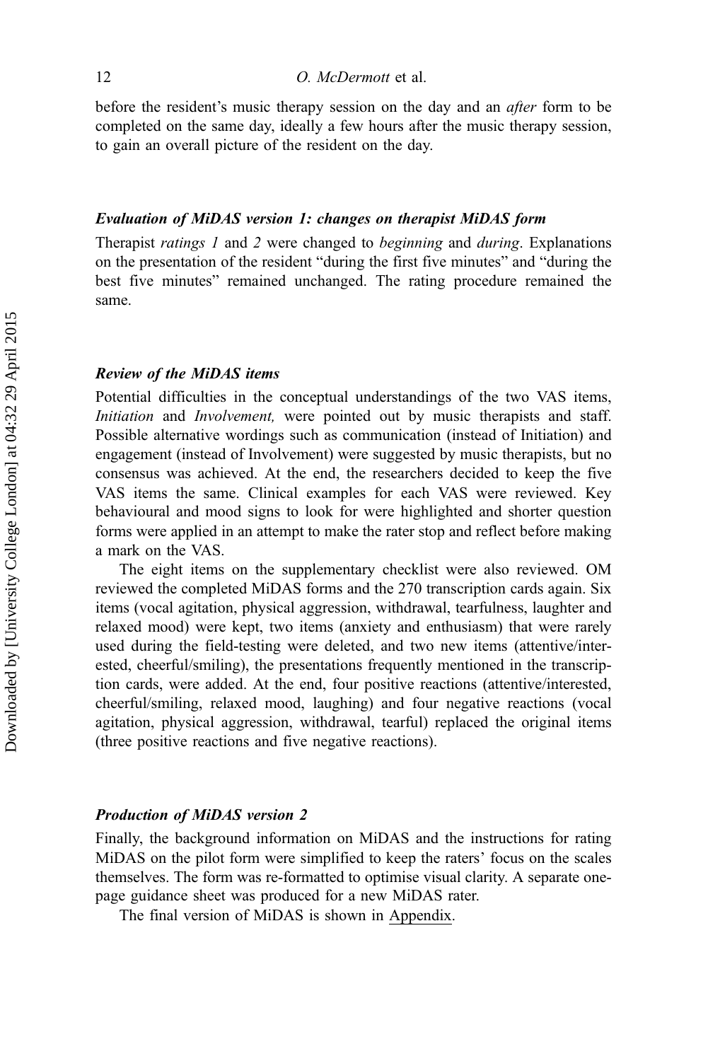before the resident's music therapy session on the day and an *after* form to be completed on the same day, ideally a few hours after the music therapy session, to gain an overall picture of the resident on the day.

### *Evaluation of MiDAS version 1: changes on therapist MiDAS form*

Therapist *ratings 1* and *2* were changed to *beginning* and *during*. Explanations on the presentation of the resident "during the first five minutes" and "during the best five minutes" remained unchanged. The rating procedure remained the same.

### *Review of the MiDAS items*

Potential difficulties in the conceptual understandings of the two VAS items, *Initiation* and *Involvement,* were pointed out by music therapists and staff. Possible alternative wordings such as communication (instead of Initiation) and engagement (instead of Involvement) were suggested by music therapists, but no consensus was achieved. At the end, the researchers decided to keep the five VAS items the same. Clinical examples for each VAS were reviewed. Key behavioural and mood signs to look for were highlighted and shorter question forms were applied in an attempt to make the rater stop and reflect before making a mark on the VAS.

The eight items on the supplementary checklist were also reviewed. OM reviewed the completed MiDAS forms and the 270 transcription cards again. Six items (vocal agitation, physical aggression, withdrawal, tearfulness, laughter and relaxed mood) were kept, two items (anxiety and enthusiasm) that were rarely used during the field-testing were deleted, and two new items (attentive/interested, cheerful/smiling), the presentations frequently mentioned in the transcription cards, were added. At the end, four positive reactions (attentive/interested, cheerful/smiling, relaxed mood, laughing) and four negative reactions (vocal agitation, physical aggression, withdrawal, tearful) replaced the original items (three positive reactions and five negative reactions).

### *Production of MiDAS version 2*

Finally, the background information on MiDAS and the instructions for rating MiDAS on the pilot form were simplified to keep the raters' focus on the scales themselves. The form was re-formatted to optimise visual clarity. A separate one-page guidance sheet was produced for a new MiDAS rater.

The final version of MiDAS is shown in Appendix.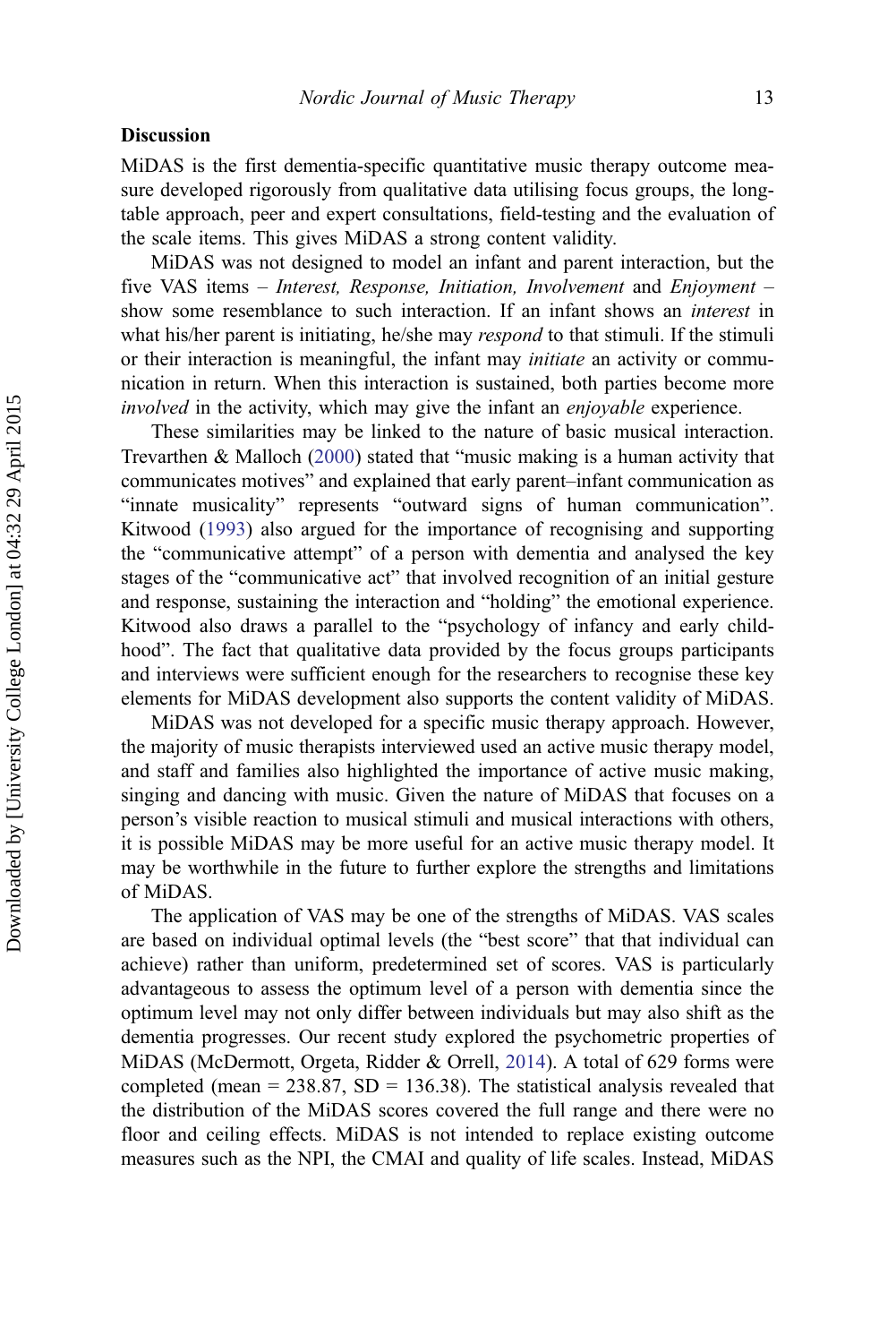## Discussion

MiDAS is the first dementia-specific quantitative music therapy outcome measure developed rigorously from qualitative data utilising focus groups, the long-table approach, peer and expert consultations, field-testing and the evaluation of the scale items. This gives MiDAS a strong content validity.

MiDAS was not designed to model an infant and parent interaction, but the five VAS items – *Interest, Response, Initiation, Involvement* and *Enjoyment* – show some resemblance to such interaction. If an infant shows an *interest* in what his/her parent is initiating, he/she may *respond* to that stimuli. If the stimuli or their interaction is meaningful, the infant may *initiate* an activity or communication in return. When this interaction is sustained, both parties become more *involved* in the activity, which may give the infant an *enjoyable* experience.

These similarities may be linked to the nature of basic musical interaction. Trevarthen & Malloch (2000) stated that "music making is a human activity that communicates motives" and explained that early parent–infant communication as "innate musicality" represents "outward signs of human communication". Kitwood (1993) also argued for the importance of recognising and supporting the "communicative attempt" of a person with dementia and analysed the key stages of the "communicative act" that involved recognition of an initial gesture and response, sustaining the interaction and "holding" the emotional experience. Kitwood also draws a parallel to the "psychology of infancy and early childhood". The fact that qualitative data provided by the focus groups participants and interviews were sufficient enough for the researchers to recognise these key elements for MiDAS development also supports the content validity of MiDAS.

MiDAS was not developed for a specific music therapy approach. However, the majority of music therapists interviewed used an active music therapy model, and staff and families also highlighted the importance of active music making, singing and dancing with music. Given the nature of MiDAS that focuses on a person's visible reaction to musical stimuli and musical interactions with others, it is possible MiDAS may be more useful for an active music therapy model. It may be worthwhile in the future to further explore the strengths and limitations of MiDAS.

The application of VAS may be one of the strengths of MiDAS. VAS scales are based on individual optimal levels (the "best score" that that individual can achieve) rather than uniform, predetermined set of scores. VAS is particularly advantageous to assess the optimum level of a person with dementia since the optimum level may not only differ between individuals but may also shift as the dementia progresses. Our recent study explored the psychometric properties of MiDAS (McDermott, Orgeta, Ridder & Orrell, 2014). A total of 629 forms were completed (mean = 238.87, SD = 136.38). The statistical analysis revealed that the distribution of the MiDAS scores covered the full range and there were no floor and ceiling effects. MiDAS is not intended to replace existing outcome measures such as the NPI, the CMAI and quality of life scales. Instead, MiDAS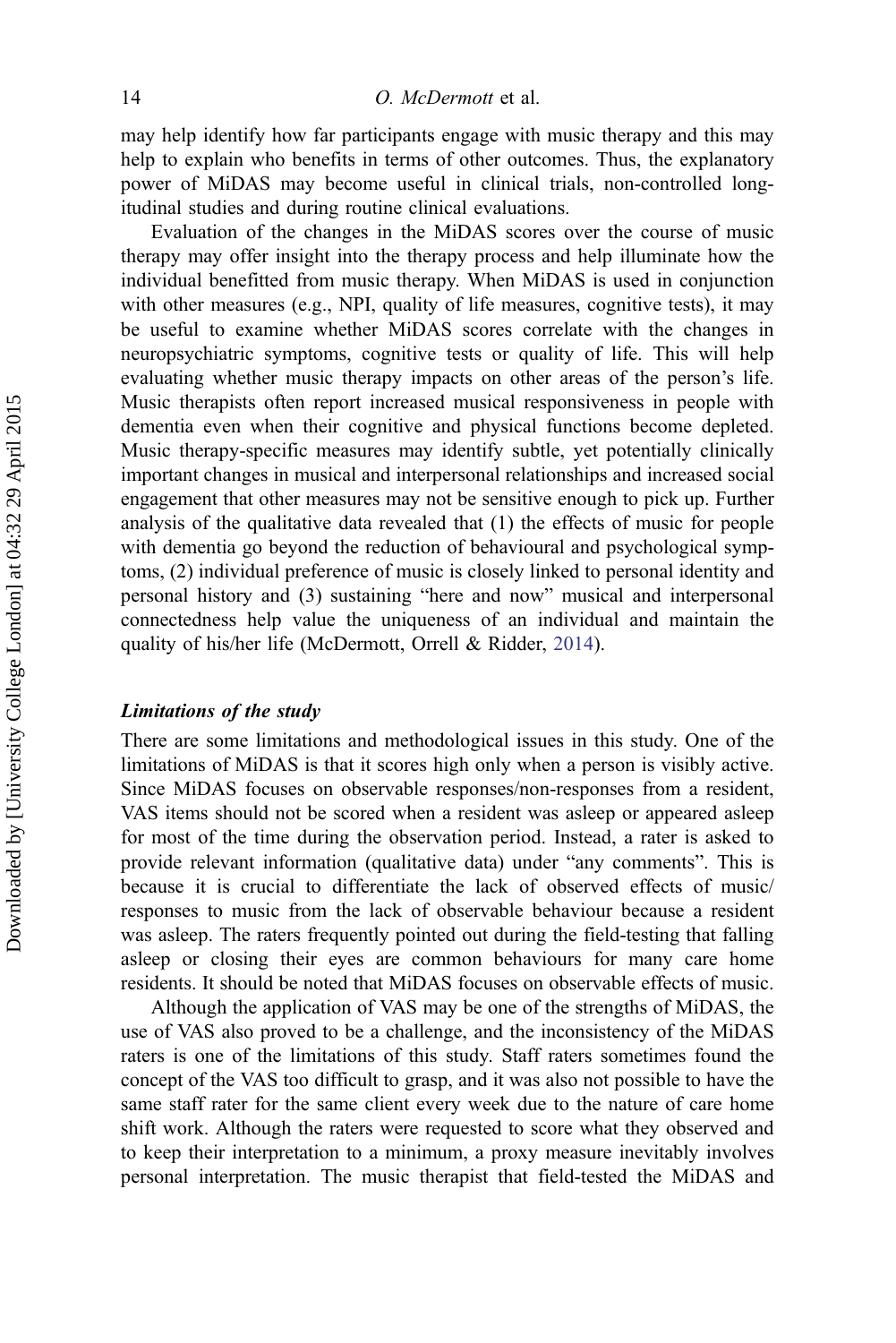may help identify how far participants engage with music therapy and this may help to explain who benefits in terms of other outcomes. Thus, the explanatory power of MiDAS may become useful in clinical trials, non-controlled longitudinal studies and during routine clinical evaluations.

Evaluation of the changes in the MiDAS scores over the course of music therapy may offer insight into the therapy process and help illuminate how the individual benefitted from music therapy. When MiDAS is used in conjunction with other measures (e.g., NPI, quality of life measures, cognitive tests), it may be useful to examine whether MiDAS scores correlate with the changes in neuropsychiatric symptoms, cognitive tests or quality of life. This will help evaluating whether music therapy impacts on other areas of the person's life. Music therapists often report increased musical responsiveness in people with dementia even when their cognitive and physical functions become depleted. Music therapy-specific measures may identify subtle, yet potentially clinically important changes in musical and interpersonal relationships and increased social engagement that other measures may not be sensitive enough to pick up. Further analysis of the qualitative data revealed that (1) the effects of music for people with dementia go beyond the reduction of behavioural and psychological symptoms, (2) individual preference of music is closely linked to personal identity and personal history and (3) sustaining "here and now" musical and interpersonal connectedness help value the uniqueness of an individual and maintain the quality of his/her life (McDermott, Orrell & Ridder, 2014).

### *Limitations of the study*

There are some limitations and methodological issues in this study. One of the limitations of MiDAS is that it scores high only when a person is visibly active. Since MiDAS focuses on observable responses/non-responses from a resident, VAS items should not be scored when a resident was asleep or appeared asleep for most of the time during the observation period. Instead, a rater is asked to provide relevant information (qualitative data) under "any comments". This is because it is crucial to differentiate the lack of observed effects of music/responses to music from the lack of observable behaviour because a resident was asleep. The raters frequently pointed out during the field-testing that falling asleep or closing their eyes are common behaviours for many care home residents. It should be noted that MiDAS focuses on observable effects of music.

Although the application of VAS may be one of the strengths of MiDAS, the use of VAS also proved to be a challenge, and the inconsistency of the MiDAS raters is one of the limitations of this study. Staff raters sometimes found the concept of the VAS too difficult to grasp, and it was also not possible to have the same staff rater for the same client every week due to the nature of care home shift work. Although the raters were requested to score what they observed and to keep their interpretation to a minimum, a proxy measure inevitably involves personal interpretation. The music therapist that field-tested the MiDAS and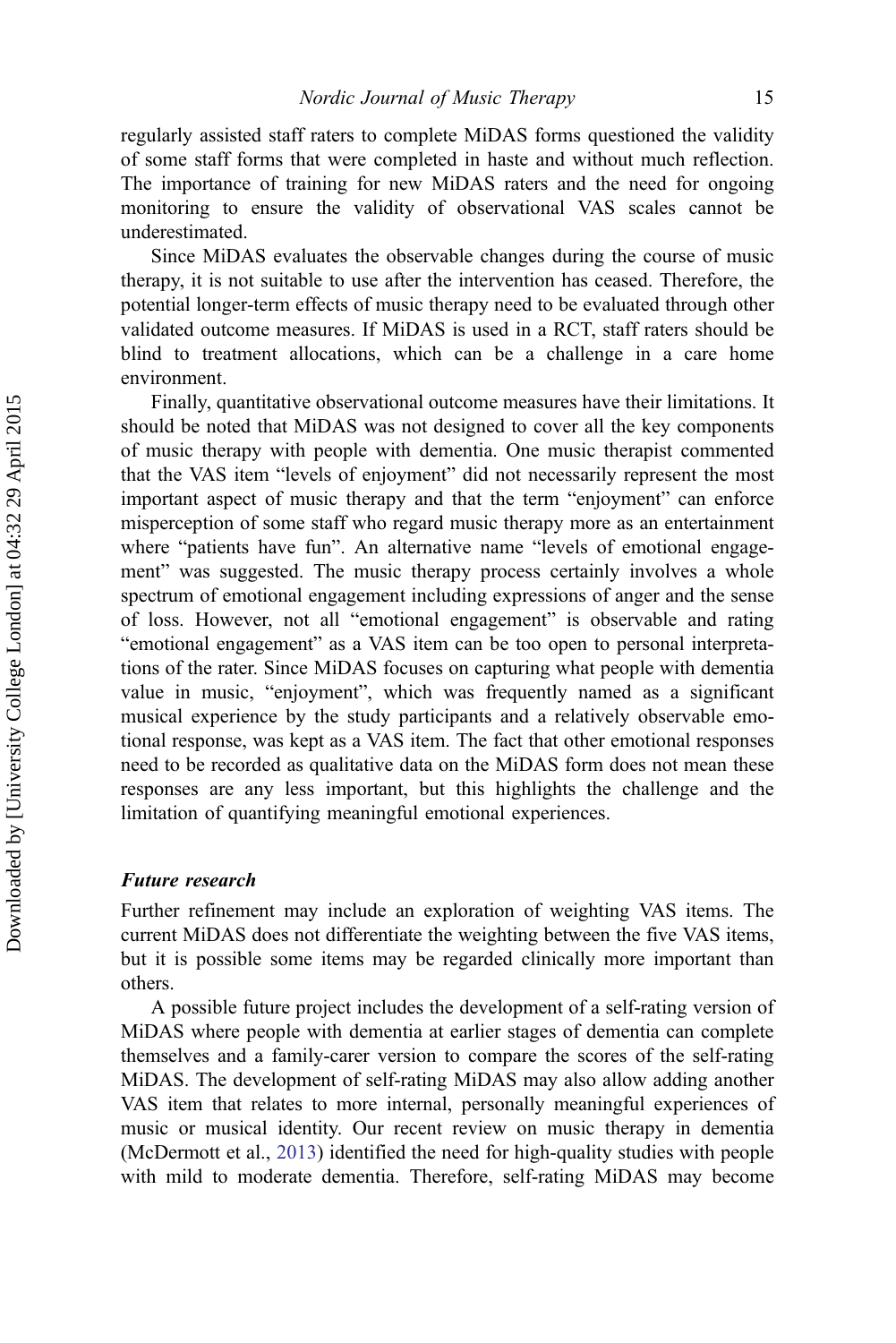regularly assisted staff raters to complete MiDAS forms questioned the validity of some staff forms that were completed in haste and without much reflection. The importance of training for new MiDAS raters and the need for ongoing monitoring to ensure the validity of observational VAS scales cannot be underestimated.

Since MiDAS evaluates the observable changes during the course of music therapy, it is not suitable to use after the intervention has ceased. Therefore, the potential longer-term effects of music therapy need to be evaluated through other validated outcome measures. If MiDAS is used in a RCT, staff raters should be blind to treatment allocations, which can be a challenge in a care home environment.

Finally, quantitative observational outcome measures have their limitations. It should be noted that MiDAS was not designed to cover all the key components of music therapy with people with dementia. One music therapist commented that the VAS item "levels of enjoyment" did not necessarily represent the most important aspect of music therapy and that the term "enjoyment" can enforce misperception of some staff who regard music therapy more as an entertainment where "patients have fun". An alternative name "levels of emotional engagement" was suggested. The music therapy process certainly involves a whole spectrum of emotional engagement including expressions of anger and the sense of loss. However, not all "emotional engagement" is observable and rating "emotional engagement" as a VAS item can be too open to personal interpretations of the rater. Since MiDAS focuses on capturing what people with dementia value in music, "enjoyment", which was frequently named as a significant musical experience by the study participants and a relatively observable emotional response, was kept as a VAS item. The fact that other emotional responses need to be recorded as qualitative data on the MiDAS form does not mean these responses are any less important, but this highlights the challenge and the limitation of quantifying meaningful emotional experiences.

### Future research

Further refinement may include an exploration of weighting VAS items. The current MiDAS does not differentiate the weighting between the five VAS items, but it is possible some items may be regarded clinically more important than others.

A possible future project includes the development of a self-rating version of MiDAS where people with dementia at earlier stages of dementia can complete themselves and a family-carer version to compare the scores of the self-rating MiDAS. The development of self-rating MiDAS may also allow adding another VAS item that relates to more internal, personally meaningful experiences of music or musical identity. Our recent review on music therapy in dementia (McDermott et al., 2013) identified the need for high-quality studies with people with mild to moderate dementia. Therefore, self-rating MiDAS may become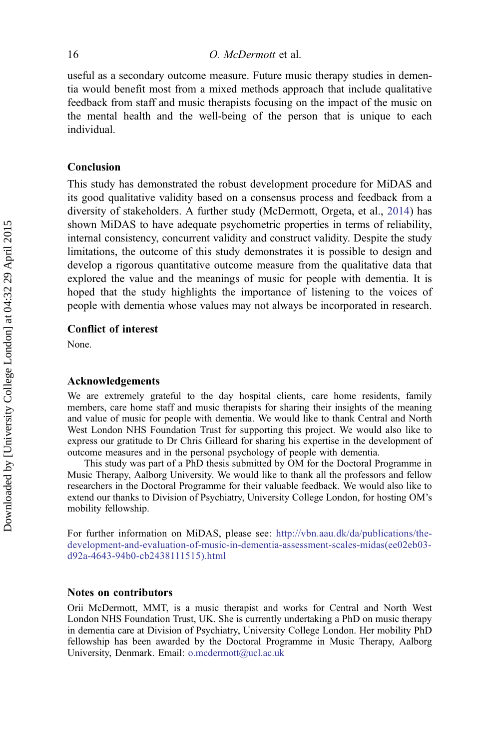useful as a secondary outcome measure. Future music therapy studies in dementia would benefit most from a mixed methods approach that include qualitative feedback from staff and music therapists focusing on the impact of the music on the mental health and the well-being of the person that is unique to each individual.

## Conclusion

This study has demonstrated the robust development procedure for MiDAS and its good qualitative validity based on a consensus process and feedback from a diversity of stakeholders. A further study (McDermott, Orgeta, et al., 2014) has shown MiDAS to have adequate psychometric properties in terms of reliability, internal consistency, concurrent validity and construct validity. Despite the study limitations, the outcome of this study demonstrates it is possible to design and develop a rigorous quantitative outcome measure from the qualitative data that explored the value and the meanings of music for people with dementia. It is hoped that the study highlights the importance of listening to the voices of people with dementia whose values may not always be incorporated in research.

## Conflict of interest

None.

## Acknowledgements

We are extremely grateful to the day hospital clients, care home residents, family members, care home staff and music therapists for sharing their insights of the meaning and value of music for people with dementia. We would like to thank Central and North West London NHS Foundation Trust for supporting this project. We would also like to express our gratitude to Dr Chris Gilleard for sharing his expertise in the development of outcome measures and in the personal psychology of people with dementia.

This study was part of a PhD thesis submitted by OM for the Doctoral Programme in Music Therapy, Aalborg University. We would like to thank all the professors and fellow researchers in the Doctoral Programme for their valuable feedback. We would also like to extend our thanks to Division of Psychiatry, University College London, for hosting OM's mobility fellowship.

For further information on MiDAS, please see: http://vbn.aau.dk/da/publications/the-development-and-evaluation-of-music-in-dementia-assessment-scales-midas(ee02eb03-d92a-4643-94b0-cb2438111515).html

## Notes on contributors

Orii McDermott, MMT, is a music therapist and works for Central and North West London NHS Foundation Trust, UK. She is currently undertaking a PhD on music therapy in dementia care at Division of Psychiatry, University College London. Her mobility PhD fellowship has been awarded by the Doctoral Programme in Music Therapy, Aalborg University, Denmark. Email: o.mcdermott@ucl.ac.uk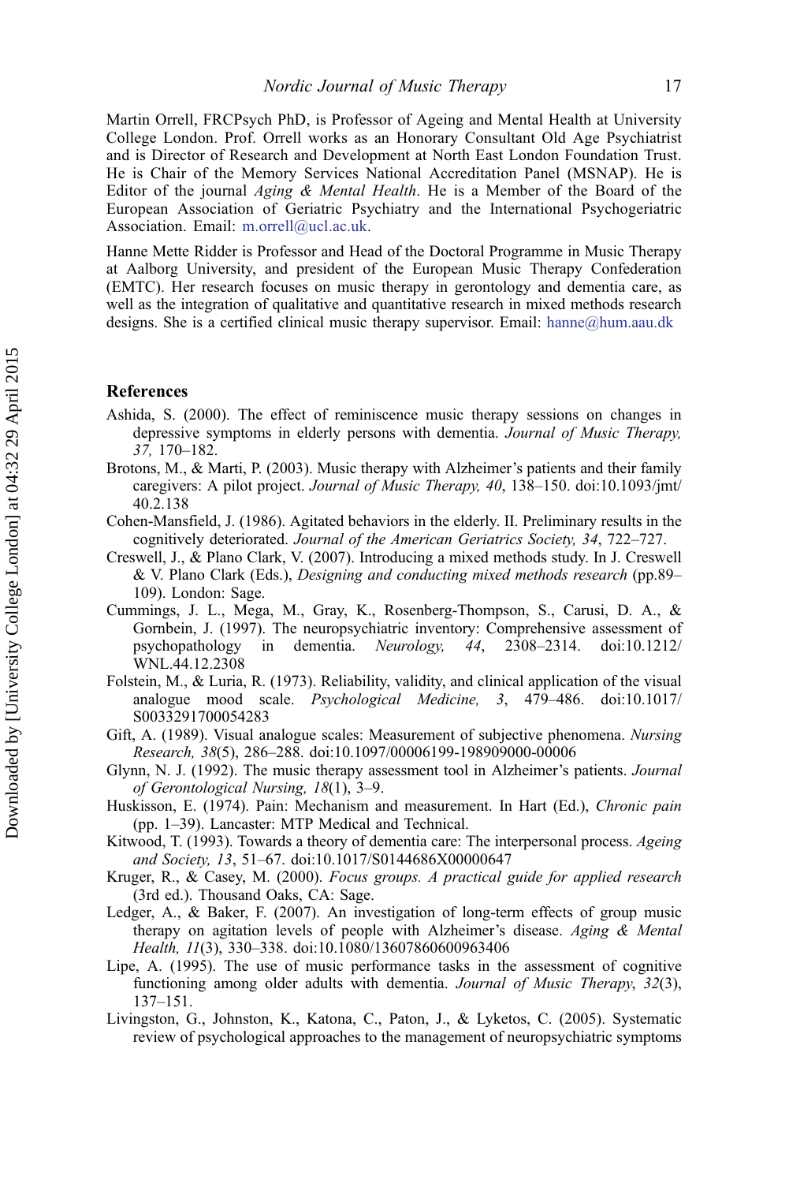Martin Orrell, FRCPsych PhD, is Professor of Ageing and Mental Health at University College London. Prof. Orrell works as an Honorary Consultant Old Age Psychiatrist and is Director of Research and Development at North East London Foundation Trust. He is Chair of the Memory Services National Accreditation Panel (MSNAP). He is Editor of the journal *Aging & Mental Health*. He is a Member of the Board of the European Association of Geriatric Psychiatry and the International Psychogeriatric Association. Email: m.orrell@ucl.ac.uk.

Hanne Mette Ridder is Professor and Head of the Doctoral Programme in Music Therapy at Aalborg University, and president of the European Music Therapy Confederation (EMTC). Her research focuses on music therapy in gerontology and dementia care, as well as the integration of qualitative and quantitative research in mixed methods research designs. She is a certified clinical music therapy supervisor. Email: hanne@hum.aau.dk

## References

Ashida, S. (2000). The effect of reminiscence music therapy sessions on changes in depressive symptoms in elderly persons with dementia. *Journal of Music Therapy, 37,* 170–182.

Brotons, M., & Marti, P. (2003). Music therapy with Alzheimer's patients and their family caregivers: A pilot project. *Journal of Music Therapy, 40*, 138–150. doi:10.1093/jmt/40.2.138

Cohen-Mansfield, J. (1986). Agitated behaviors in the elderly. II. Preliminary results in the cognitively deteriorated. *Journal of the American Geriatrics Society, 34*, 722–727.

Creswell, J., & Plano Clark, V. (2007). Introducing a mixed methods study. In J. Creswell & V. Plano Clark (Eds.), *Designing and conducting mixed methods research* (pp.89–109). London: Sage.

Cummings, J. L., Mega, M., Gray, K., Rosenberg-Thompson, S., Carusi, D. A., & Gornbein, J. (1997). The neuropsychiatric inventory: Comprehensive assessment of psychopathology in dementia. *Neurology, 44*, 2308–2314. doi:10.1212/WNL.44.12.2308

Folstein, M., & Luria, R. (1973). Reliability, validity, and clinical application of the visual analogue mood scale. *Psychological Medicine, 3*, 479–486. doi:10.1017/S0033291700054283

Gift, A. (1989). Visual analogue scales: Measurement of subjective phenomena. *Nursing Research, 38*(5), 286–288. doi:10.1097/00006199-198909000-00006

Glynn, N. J. (1992). The music therapy assessment tool in Alzheimer's patients. *Journal of Gerontological Nursing, 18*(1), 3–9.

Huskisson, E. (1974). Pain: Mechanism and measurement. In Hart (Ed.), *Chronic pain* (pp. 1–39). Lancaster: MTP Medical and Technical.

Kitwood, T. (1993). Towards a theory of dementia care: The interpersonal process. *Ageing and Society, 13*, 51–67. doi:10.1017/S0144686X00000647

Kruger, R., & Casey, M. (2000). *Focus groups. A practical guide for applied research* (3rd ed.). Thousand Oaks, CA: Sage.

Ledger, A., & Baker, F. (2007). An investigation of long-term effects of group music therapy on agitation levels of people with Alzheimer's disease. *Aging & Mental Health, 11*(3), 330–338. doi:10.1080/13607860600963406

Lipe, A. (1995). The use of music performance tasks in the assessment of cognitive functioning among older adults with dementia. *Journal of Music Therapy*, *32*(3), 137–151.

Livingston, G., Johnston, K., Katona, C., Paton, J., & Lyketos, C. (2005). Systematic review of psychological approaches to the management of neuropsychiatric symptoms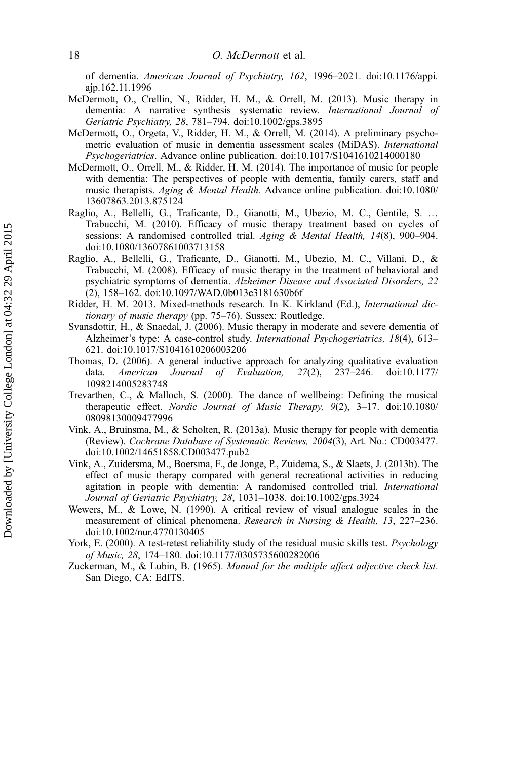of dementia. *American Journal of Psychiatry, 162*, 1996–2021. doi:10.1176/appi.ajp.162.11.1996

McDermott, O., Crellin, N., Ridder, H. M., & Orrell, M. (2013). Music therapy in dementia: A narrative synthesis systematic review. *International Journal of Geriatric Psychiatry, 28*, 781–794. doi:10.1002/gps.3895

McDermott, O., Orgeta, V., Ridder, H. M., & Orrell, M. (2014). A preliminary psychometric evaluation of music in dementia assessment scales (MiDAS). *International Psychogeriatrics*. Advance online publication. doi:10.1017/S1041610214000180

McDermott, O., Orrell, M., & Ridder, H. M. (2014). The importance of music for people with dementia: The perspectives of people with dementia, family carers, staff and music therapists. *Aging & Mental Health*. Advance online publication. doi:10.1080/13607863.2013.875124

Raglio, A., Bellelli, G., Traficante, D., Gianotti, M., Ubezio, M. C., Gentile, S. … Trabucchi, M. (2010). Efficacy of music therapy treatment based on cycles of sessions: A randomised controlled trial. *Aging & Mental Health, 14*(8), 900–904. doi:10.1080/13607861003713158

Raglio, A., Bellelli, G., Traficante, D., Gianotti, M., Ubezio, M. C., Villani, D., & Trabucchi, M. (2008). Efficacy of music therapy in the treatment of behavioral and psychiatric symptoms of dementia. *Alzheimer Disease and Associated Disorders, 22* (2), 158–162. doi:10.1097/WAD.0b013e3181630b6f

Ridder, H. M. 2013. Mixed-methods research. In K. Kirkland (Ed.), *International dictionary of music therapy* (pp. 75–76). Sussex: Routledge.

Svansdottir, H., & Snaedal, J. (2006). Music therapy in moderate and severe dementia of Alzheimer's type: A case-control study. *International Psychogeriatrics, 18*(4), 613–621. doi:10.1017/S1041610206003206

Thomas, D. (2006). A general inductive approach for analyzing qualitative evaluation data. *American Journal of Evaluation, 27*(2), 237–246. doi:10.1177/1098214005283748

Trevarthen, C., & Malloch, S. (2000). The dance of wellbeing: Defining the musical therapeutic effect. *Nordic Journal of Music Therapy, 9*(2), 3–17. doi:10.1080/08098130009477996

Vink, A., Bruinsma, M., & Scholten, R. (2013a). Music therapy for people with dementia (Review). *Cochrane Database of Systematic Reviews, 2004*(3), Art. No.: CD003477. doi:10.1002/14651858.CD003477.pub2

Vink, A., Zuidersma, M., Boersma, F., de Jonge, P., Zuidema, S., & Slaets, J. (2013b). The effect of music therapy compared with general recreational activities in reducing agitation in people with dementia: A randomised controlled trial. *International Journal of Geriatric Psychiatry, 28*, 1031–1038. doi:10.1002/gps.3924

Wewers, M., & Lowe, N. (1990). A critical review of visual analogue scales in the measurement of clinical phenomena. *Research in Nursing & Health, 13*, 227–236. doi:10.1002/nur.4770130405

York, E. (2000). A test-retest reliability study of the residual music skills test. *Psychology of Music, 28*, 174–180. doi:10.1177/0305735600282006

Zuckerman, M., & Lubin, B. (1965). *Manual for the multiple affect adjective check list*. San Diego, CA: EdITS.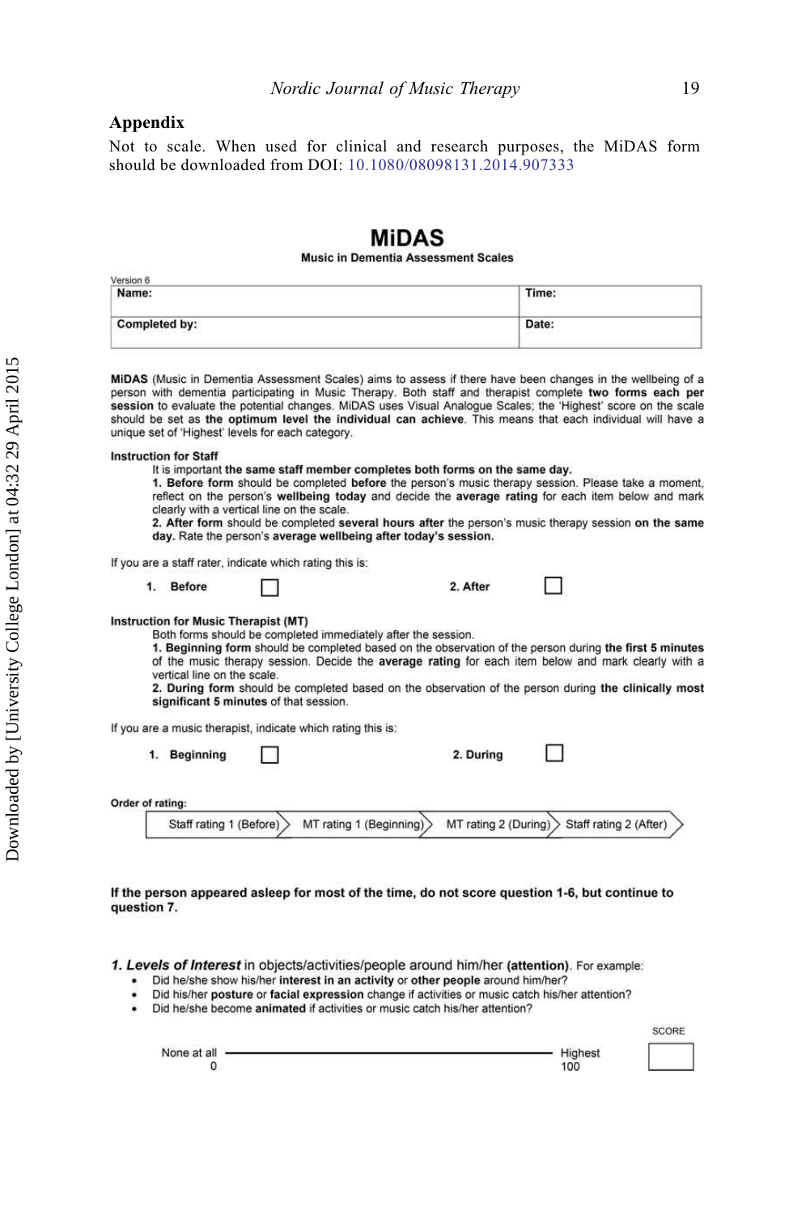## Appendix

Not to scale. When used for clinical and research purposes, the MiDAS form should be downloaded from DOI: 10.1080/08098131.2014.907333

# MiDAS

**Music in Dementia Assessment Scales**

Version 6

| **Name:** | **Time:** |
|---|---|
| **Completed by:** | **Date:** |

**MiDAS** (Music in Dementia Assessment Scales) aims to assess if there have been changes in the wellbeing of a person with dementia participating in Music Therapy. Both staff and therapist complete **two forms each per session** to evaluate the potential changes. MiDAS uses Visual Analogue Scales; the 'Highest' score on the scale should be set as **the optimum level the individual can achieve**. This means that each individual will have a unique set of 'Highest' levels for each category.

**Instruction for Staff**

It is important **the same staff member completes both forms on the same day.**

**1. Before form** should be completed **before** the person's music therapy session. Please take a moment, reflect on the person's **wellbeing today** and decide the **average rating** for each item below and mark clearly with a vertical line on the scale.

**2. After form** should be completed **several hours after** the person's music therapy session **on the same day.** Rate the person's **average wellbeing after today's session.**

If you are a staff rater, indicate which rating this is:

1. **Before** ☐     2. **After** ☐

**Instruction for Music Therapist (MT)**

Both forms should be completed immediately after the session.

**1. Beginning form** should be completed based on the observation of the person during **the first 5 minutes** of the music therapy session. Decide the **average rating** for each item below and mark clearly with a vertical line on the scale.

**2. During form** should be completed based on the observation of the person during **the clinically most significant 5 minutes** of that session.

If you are a music therapist, indicate which rating this is:

1. **Beginning** ☐     2. **During** ☐

**Order of rating:**

Staff rating 1 (Before) > MT rating 1 (Beginning) > MT rating 2 (During) > Staff rating 2 (After)

**If the person appeared asleep for most of the time, do not score question 1-6, but continue to question 7.**

***1. Levels of Interest*** in objects/activities/people around him/her **(attention)**. For example:

- Did he/she show his/her **interest in an activity** or **other people** around him/her?
- Did his/her **posture** or **facial expression** change if activities or music catch his/her attention?
- Did he/she become **animated** if activities or music catch his/her attention?

None at all 0 ———————————————— Highest 100     SCORE ☐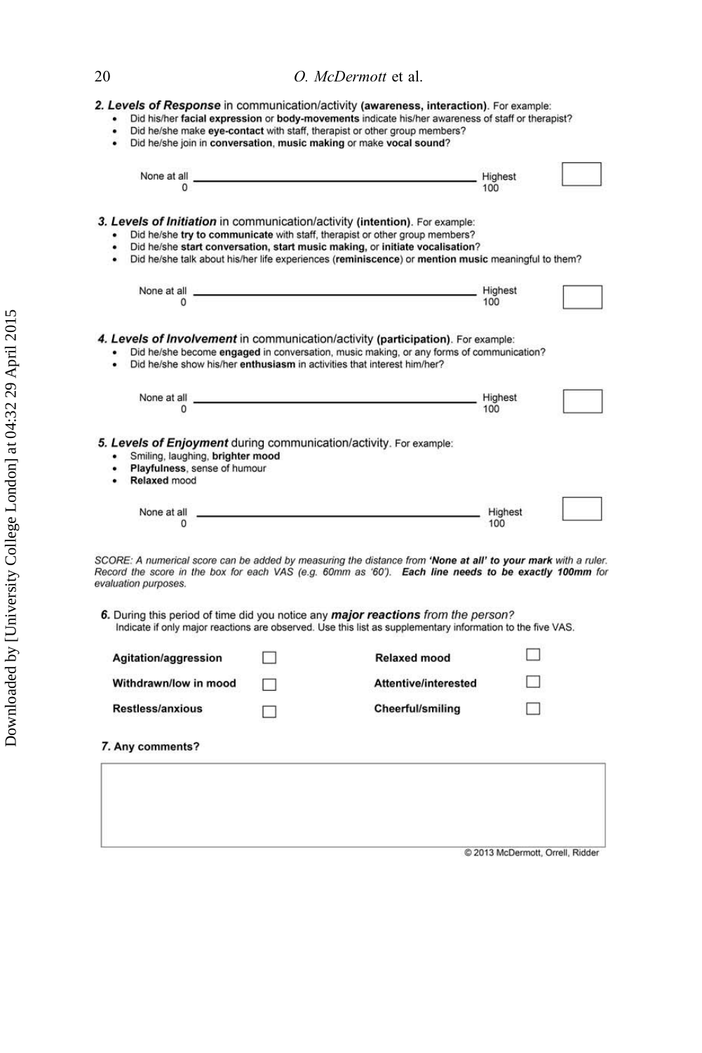**2. *Levels of Response*** in communication/activity **(awareness, interaction)**. For example:

- Did his/her **facial expression** or **body-movements** indicate his/her awareness of staff or therapist?
- Did he/she make **eye-contact** with staff, therapist or other group members?
- Did he/she join in **conversation, music making** or make **vocal sound**?

None at all 0 ________________________________________ Highest 100 [ ]

**3. *Levels of Initiation*** in communication/activity **(intention)**. For example:

- Did he/she **try to communicate** with staff, therapist or other group members?
- Did he/she **start conversation, start music making,** or **initiate vocalisation**?
- Did he/she talk about his/her life experiences (**reminiscence**) or **mention music** meaningful to them?

None at all 0 ________________________________________ Highest 100 [ ]

**4. *Levels of Involvement*** in communication/activity **(participation)**. For example:

- Did he/she become **engaged** in conversation, music making, or any forms of communication?
- Did he/she show his/her **enthusiasm** in activities that interest him/her?

None at all 0 ________________________________________ Highest 100 [ ]

**5. *Levels of Enjoyment*** during communication/activity. For example:

- Smiling, laughing, **brighter mood**
- **Playfulness**, sense of humour
- **Relaxed** mood

None at all 0 ________________________________________ Highest 100 [ ]

*SCORE: A numerical score can be added by measuring the distance from **'None at all' to your mark** with a ruler. Record the score in the box for each VAS (e.g. 60mm as '60'). **Each line needs to be exactly 100mm** for evaluation purposes.*

**6.** During this period of time did you notice any ***major reactions*** *from the person?*
Indicate if only major reactions are observed. Use this list as supplementary information to the five VAS.

| | | | |
|---|---|---|---|
| **Agitation/aggression** | ☐ | **Relaxed mood** | ☐ |
| **Withdrawn/low in mood** | ☐ | **Attentive/interested** | ☐ |
| **Restless/anxious** | ☐ | **Cheerful/smiling** | ☐ |

**7. Any comments?**

© 2013 McDermott, Orrell, Ridder